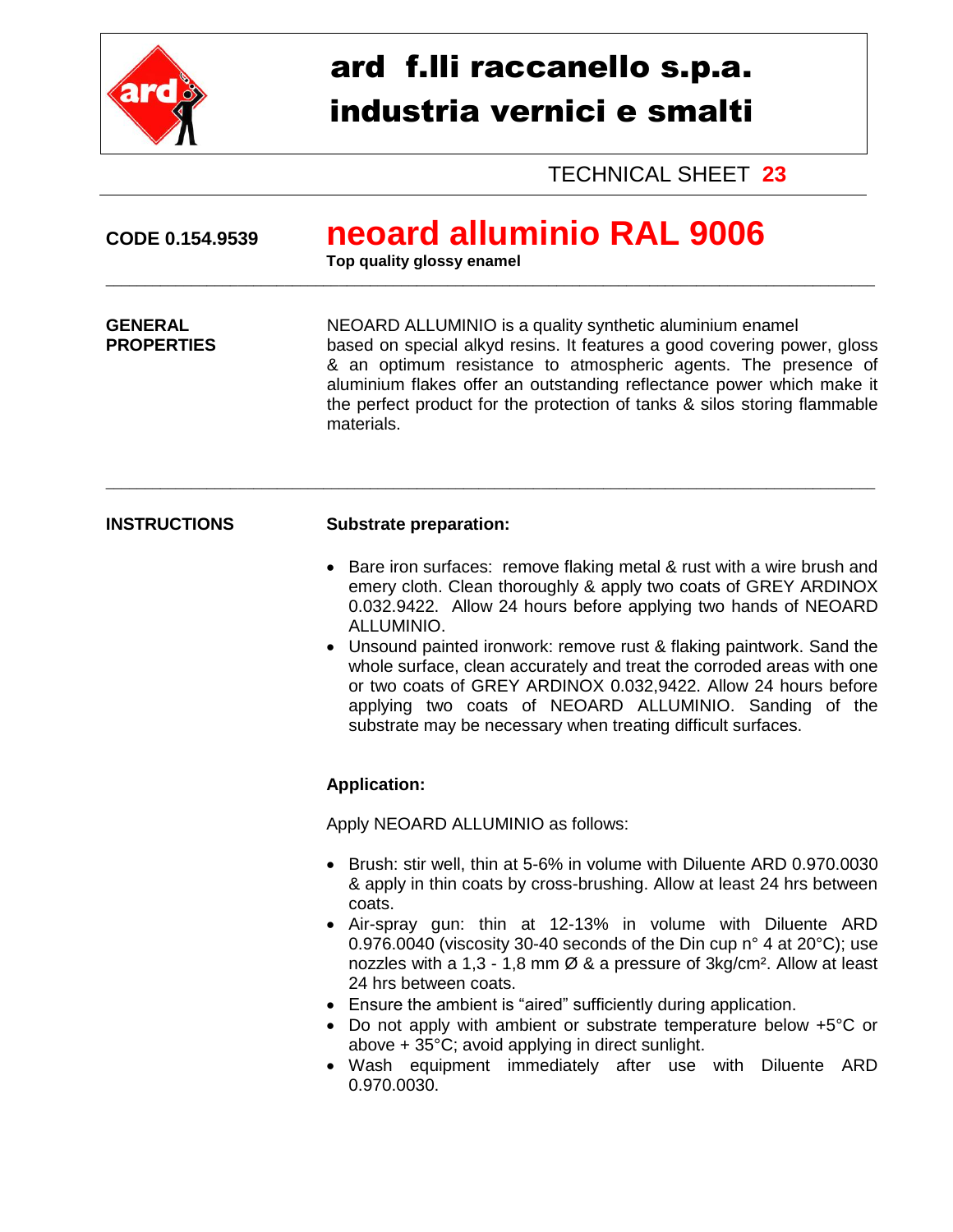# ard f.lli raccanello s.p.a.
# industria vernici e smalti

TECHNICAL SHEET **23**

**CODE 0.154.9539**

## neoard alluminio RAL 9006

**Top quality glossy enamel**

---

**GENERAL PROPERTIES**

NEOARD ALLUMINIO is a quality synthetic aluminium enamel based on special alkyd resins. It features a good covering power, gloss & an optimum resistance to atmospheric agents. The presence of aluminium flakes offer an outstanding reflectance power which make it the perfect product for the protection of tanks & silos storing flammable materials.

---

**INSTRUCTIONS**

**Substrate preparation:**

- Bare iron surfaces: remove flaking metal & rust with a wire brush and emery cloth. Clean thoroughly & apply two coats of GREY ARDINOX 0.032.9422. Allow 24 hours before applying two hands of NEOARD ALLUMINIO.
- Unsound painted ironwork: remove rust & flaking paintwork. Sand the whole surface, clean accurately and treat the corroded areas with one or two coats of GREY ARDINOX 0.032,9422. Allow 24 hours before applying two coats of NEOARD ALLUMINIO. Sanding of the substrate may be necessary when treating difficult surfaces.

**Application:**

Apply NEOARD ALLUMINIO as follows:

- Brush: stir well, thin at 5-6% in volume with Diluente ARD 0.970.0030 & apply in thin coats by cross-brushing. Allow at least 24 hrs between coats.
- Air-spray gun: thin at 12-13% in volume with Diluente ARD 0.976.0040 (viscosity 30-40 seconds of the Din cup n° 4 at 20°C); use nozzles with a 1,3 - 1,8 mm Ø & a pressure of 3kg/cm². Allow at least 24 hrs between coats.
- Ensure the ambient is "aired" sufficiently during application.
- Do not apply with ambient or substrate temperature below +5°C or above + 35°C; avoid applying in direct sunlight.
- Wash equipment immediately after use with Diluente ARD 0.970.0030.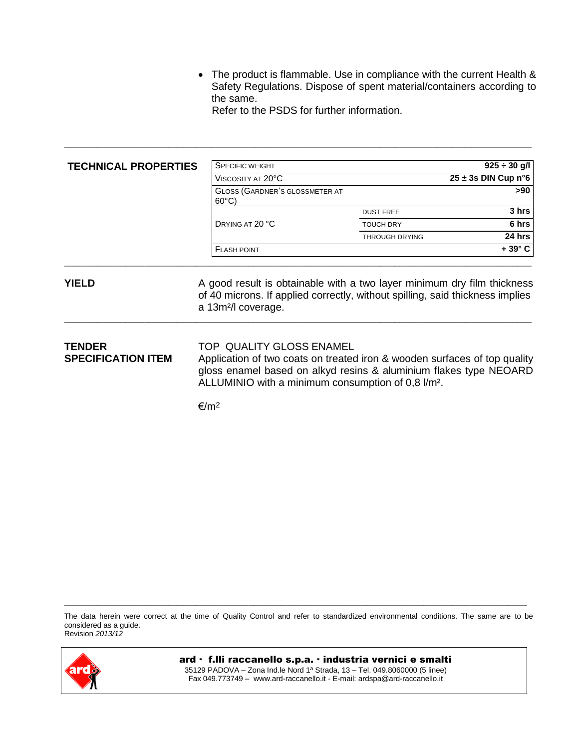- The product is flammable. Use in compliance with the current Health & Safety Regulations. Dispose of spent material/containers according to the same.
  Refer to the PSDS for further information.

---

**TECHNICAL PROPERTIES**

| | | |
|---|---|---|
| Specific weight | | **925 ÷ 30 g/l** |
| Viscosity at 20°C | | **25 ± 3s DIN Cup n°6** |
| Gloss (Gardner's glossmeter at 60°C) | | **>90** |
| Drying at 20 °C | Dust free | **3 hrs** |
| | Touch dry | **6 hrs** |
| | Through drying | **24 hrs** |
| Flash point | | **+ 39° C** |

---

**YIELD**

A good result is obtainable with a two layer minimum dry film thickness of 40 microns. If applied correctly, without spilling, said thickness implies a 13m²/l coverage.

---

**TENDER SPECIFICATION ITEM**

TOP QUALITY GLOSS ENAMEL
Application of two coats on treated iron & wooden surfaces of top quality gloss enamel based on alkyd resins & aluminium flakes type NEOARD ALLUMINIO with a minimum consumption of 0,8 l/m².

€/m²

---

The data herein were correct at the time of Quality Control and refer to standardized environmental conditions. The same are to be considered as a guide.
Revision *2013/12*

**ard · f.lli raccanello s.p.a. · industria vernici e smalti**
35129 PADOVA – Zona Ind.le Nord 1ª Strada, 13 – Tel. 049.8060000 (5 linee)
Fax 049.773749 – www.ard-raccanello.it - E-mail: ardspa@ard-raccanello.it